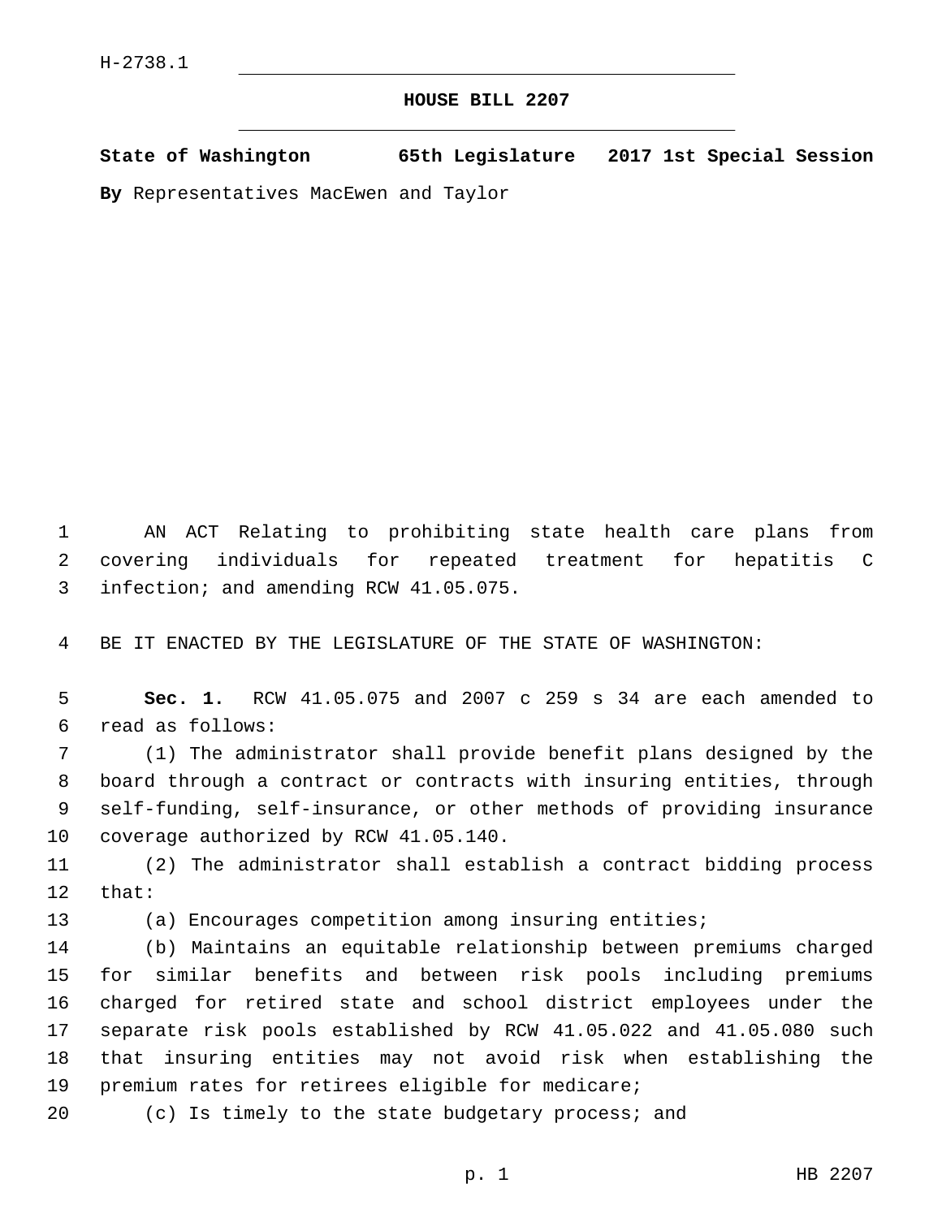H-2738.1

# HOUSE BILL 2207

**State of Washington 65th Legislature 2017 1st Special Session**

**By** Representatives MacEwen and Taylor

AN ACT Relating to prohibiting state health care plans from covering individuals for repeated treatment for hepatitis C infection; and amending RCW 41.05.075.

BE IT ENACTED BY THE LEGISLATURE OF THE STATE OF WASHINGTON:

**Sec. 1.** RCW 41.05.075 and 2007 c 259 s 34 are each amended to read as follows:

(1) The administrator shall provide benefit plans designed by the board through a contract or contracts with insuring entities, through self-funding, self-insurance, or other methods of providing insurance coverage authorized by RCW 41.05.140.

(2) The administrator shall establish a contract bidding process that:

(a) Encourages competition among insuring entities;

(b) Maintains an equitable relationship between premiums charged for similar benefits and between risk pools including premiums charged for retired state and school district employees under the separate risk pools established by RCW 41.05.022 and 41.05.080 such that insuring entities may not avoid risk when establishing the premium rates for retirees eligible for medicare;

(c) Is timely to the state budgetary process; and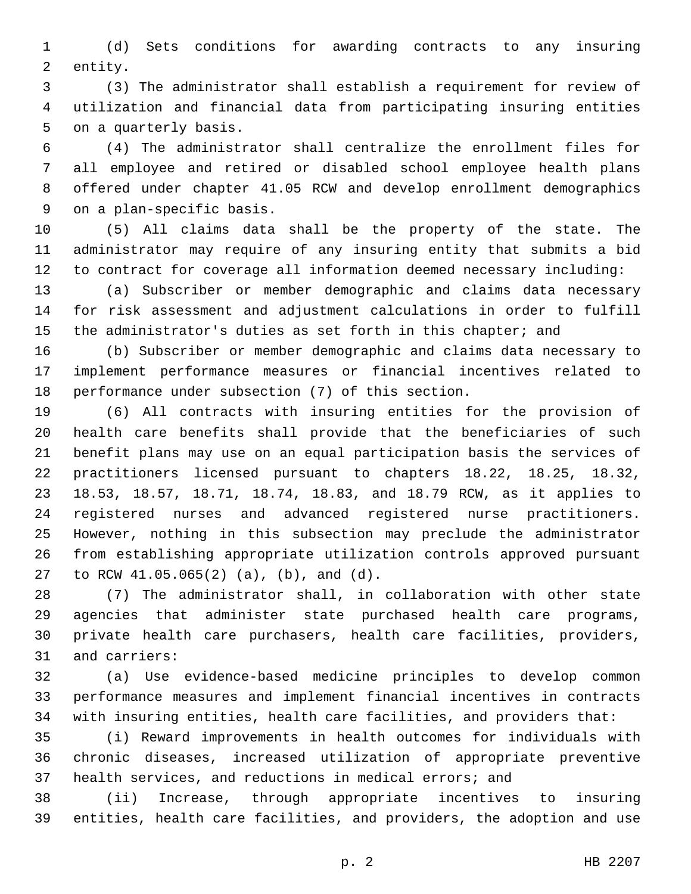(d) Sets conditions for awarding contracts to any insuring entity.

(3) The administrator shall establish a requirement for review of utilization and financial data from participating insuring entities on a quarterly basis.

(4) The administrator shall centralize the enrollment files for all employee and retired or disabled school employee health plans offered under chapter 41.05 RCW and develop enrollment demographics on a plan-specific basis.

(5) All claims data shall be the property of the state. The administrator may require of any insuring entity that submits a bid to contract for coverage all information deemed necessary including:

(a) Subscriber or member demographic and claims data necessary for risk assessment and adjustment calculations in order to fulfill the administrator's duties as set forth in this chapter; and

(b) Subscriber or member demographic and claims data necessary to implement performance measures or financial incentives related to performance under subsection (7) of this section.

(6) All contracts with insuring entities for the provision of health care benefits shall provide that the beneficiaries of such benefit plans may use on an equal participation basis the services of practitioners licensed pursuant to chapters 18.22, 18.25, 18.32, 18.53, 18.57, 18.71, 18.74, 18.83, and 18.79 RCW, as it applies to registered nurses and advanced registered nurse practitioners. However, nothing in this subsection may preclude the administrator from establishing appropriate utilization controls approved pursuant to RCW 41.05.065(2) (a), (b), and (d).

(7) The administrator shall, in collaboration with other state agencies that administer state purchased health care programs, private health care purchasers, health care facilities, providers, and carriers:

(a) Use evidence-based medicine principles to develop common performance measures and implement financial incentives in contracts with insuring entities, health care facilities, and providers that:

(i) Reward improvements in health outcomes for individuals with chronic diseases, increased utilization of appropriate preventive health services, and reductions in medical errors; and

(ii) Increase, through appropriate incentives to insuring entities, health care facilities, and providers, the adoption and use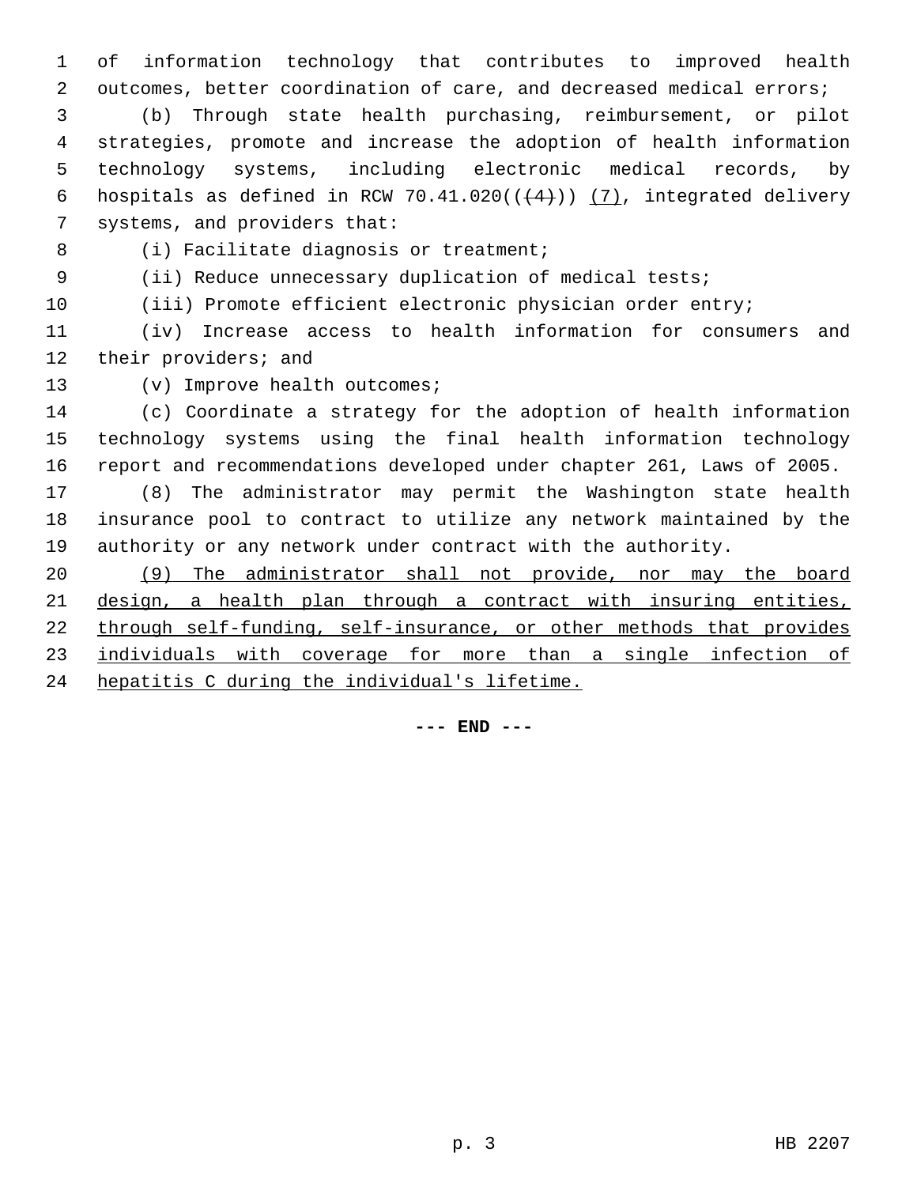of information technology that contributes to improved health outcomes, better coordination of care, and decreased medical errors;

(b) Through state health purchasing, reimbursement, or pilot strategies, promote and increase the adoption of health information technology systems, including electronic medical records, by hospitals as defined in RCW 70.41.020((~~(4)~~)) <u>(7)</u>, integrated delivery systems, and providers that:

(i) Facilitate diagnosis or treatment;

(ii) Reduce unnecessary duplication of medical tests;

(iii) Promote efficient electronic physician order entry;

(iv) Increase access to health information for consumers and their providers; and

(v) Improve health outcomes;

(c) Coordinate a strategy for the adoption of health information technology systems using the final health information technology report and recommendations developed under chapter 261, Laws of 2005.

(8) The administrator may permit the Washington state health insurance pool to contract to utilize any network maintained by the authority or any network under contract with the authority.

<u>(9) The administrator shall not provide, nor may the board design, a health plan through a contract with insuring entities, through self-funding, self-insurance, or other methods that provides individuals with coverage for more than a single infection of hepatitis C during the individual's lifetime.</u>

**--- END ---**